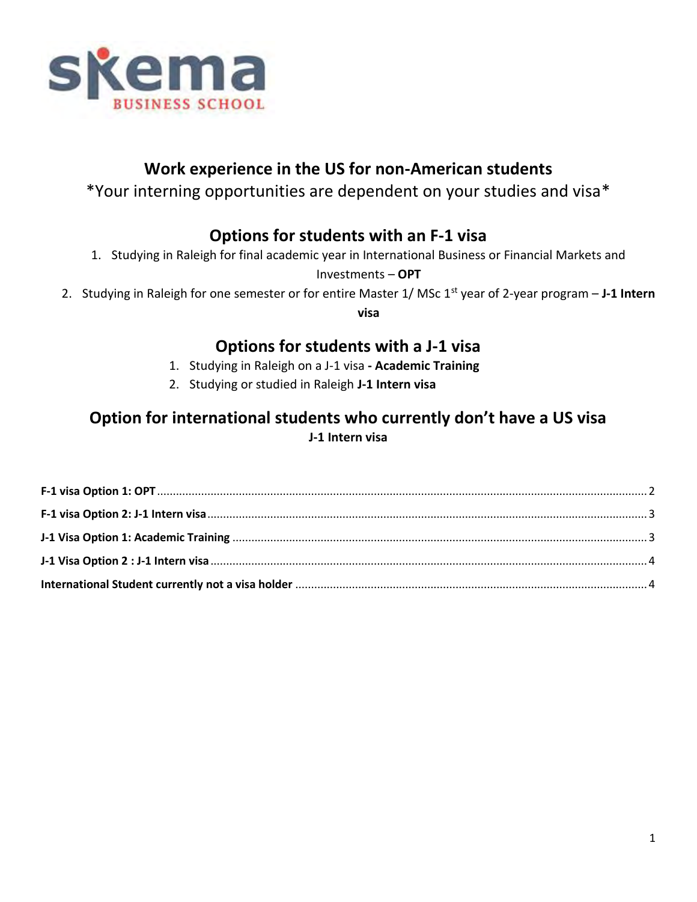# Work experience in the US for non-American students

*Your interning opportunities are dependent on your studies and visa*

## Options for students with an F-1 visa

1. Studying in Raleigh for final academic year in International Business or Financial Markets and Investments – **OPT**
2. Studying in Raleigh for one semester or for entire Master 1/ MSc 1st year of 2-year program – **J-1 Intern visa**

## Options for students with a J-1 visa

1. Studying in Raleigh on a J-1 visa **- Academic Training**
2. Studying or studied in Raleigh **J-1 Intern visa**

## Option for international students who currently don't have a US visa

**J-1 Intern visa**

**F-1 visa Option 1: OPT** ........ 2

**F-1 visa Option 2: J-1 Intern visa** ........ 3

**J-1 Visa Option 1: Academic Training** ........ 3

**J-1 Visa Option 2 : J-1 Intern visa** ........ 4

**International Student currently not a visa holder** ........ 4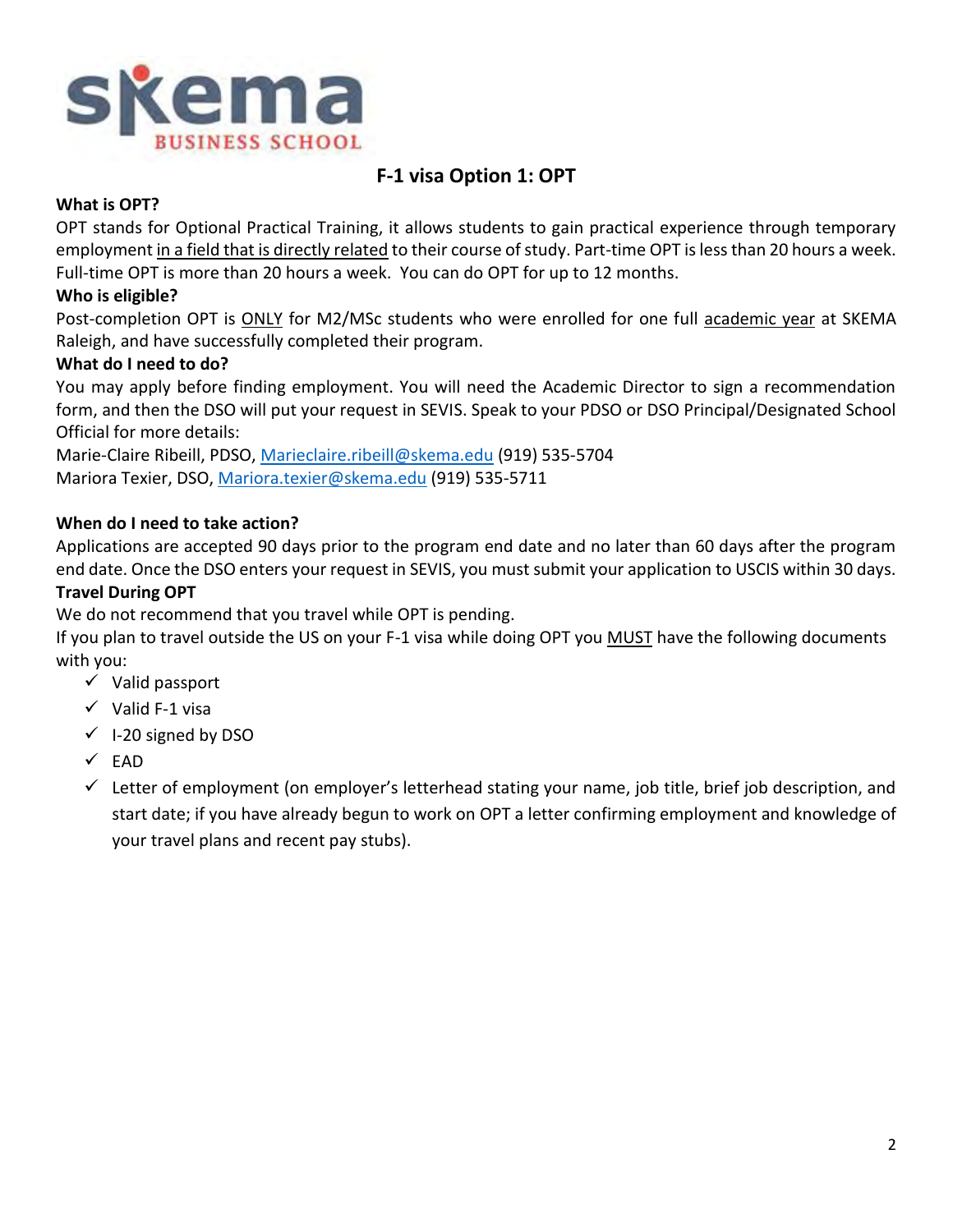## F-1 visa Option 1: OPT

**What is OPT?**

OPT stands for Optional Practical Training, it allows students to gain practical experience through temporary employment in a field that is directly related to their course of study. Part-time OPT is less than 20 hours a week. Full-time OPT is more than 20 hours a week. You can do OPT for up to 12 months.

**Who is eligible?**

Post-completion OPT is ONLY for M2/MSc students who were enrolled for one full academic year at SKEMA Raleigh, and have successfully completed their program.

**What do I need to do?**

You may apply before finding employment. You will need the Academic Director to sign a recommendation form, and then the DSO will put your request in SEVIS. Speak to your PDSO or DSO Principal/Designated School Official for more details:

Marie-Claire Ribeill, PDSO, Marieclaire.ribeill@skema.edu (919) 535-5704
Mariora Texier, DSO, Mariora.texier@skema.edu (919) 535-5711

**When do I need to take action?**

Applications are accepted 90 days prior to the program end date and no later than 60 days after the program end date. Once the DSO enters your request in SEVIS, you must submit your application to USCIS within 30 days.

**Travel During OPT**

We do not recommend that you travel while OPT is pending.

If you plan to travel outside the US on your F-1 visa while doing OPT you MUST have the following documents with you:

- ✓ Valid passport
- ✓ Valid F-1 visa
- ✓ I-20 signed by DSO
- ✓ EAD
- ✓ Letter of employment (on employer's letterhead stating your name, job title, brief job description, and start date; if you have already begun to work on OPT a letter confirming employment and knowledge of your travel plans and recent pay stubs).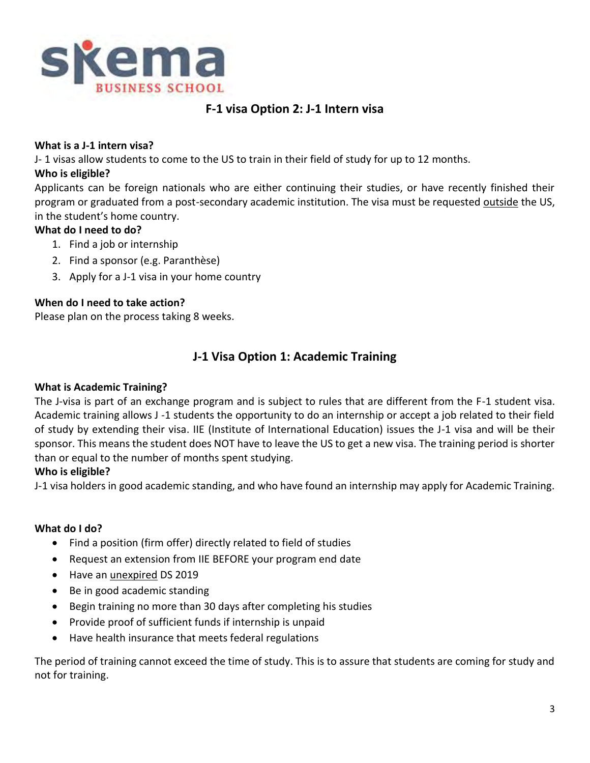## F-1 visa Option 2: J-1 Intern visa

**What is a J-1 intern visa?**

J- 1 visas allow students to come to the US to train in their field of study for up to 12 months.

**Who is eligible?**

Applicants can be foreign nationals who are either continuing their studies, or have recently finished their program or graduated from a post-secondary academic institution. The visa must be requested outside the US, in the student's home country.

**What do I need to do?**

1. Find a job or internship
2. Find a sponsor (e.g. Paranthèse)
3. Apply for a J-1 visa in your home country

**When do I need to take action?**

Please plan on the process taking 8 weeks.

## J-1 Visa Option 1: Academic Training

**What is Academic Training?**

The J-visa is part of an exchange program and is subject to rules that are different from the F-1 student visa. Academic training allows J -1 students the opportunity to do an internship or accept a job related to their field of study by extending their visa. IIE (Institute of International Education) issues the J-1 visa and will be their sponsor. This means the student does NOT have to leave the US to get a new visa. The training period is shorter than or equal to the number of months spent studying.

**Who is eligible?**

J-1 visa holders in good academic standing, and who have found an internship may apply for Academic Training.

**What do I do?**

- Find a position (firm offer) directly related to field of studies
- Request an extension from IIE BEFORE your program end date
- Have an unexpired DS 2019
- Be in good academic standing
- Begin training no more than 30 days after completing his studies
- Provide proof of sufficient funds if internship is unpaid
- Have health insurance that meets federal regulations

The period of training cannot exceed the time of study. This is to assure that students are coming for study and not for training.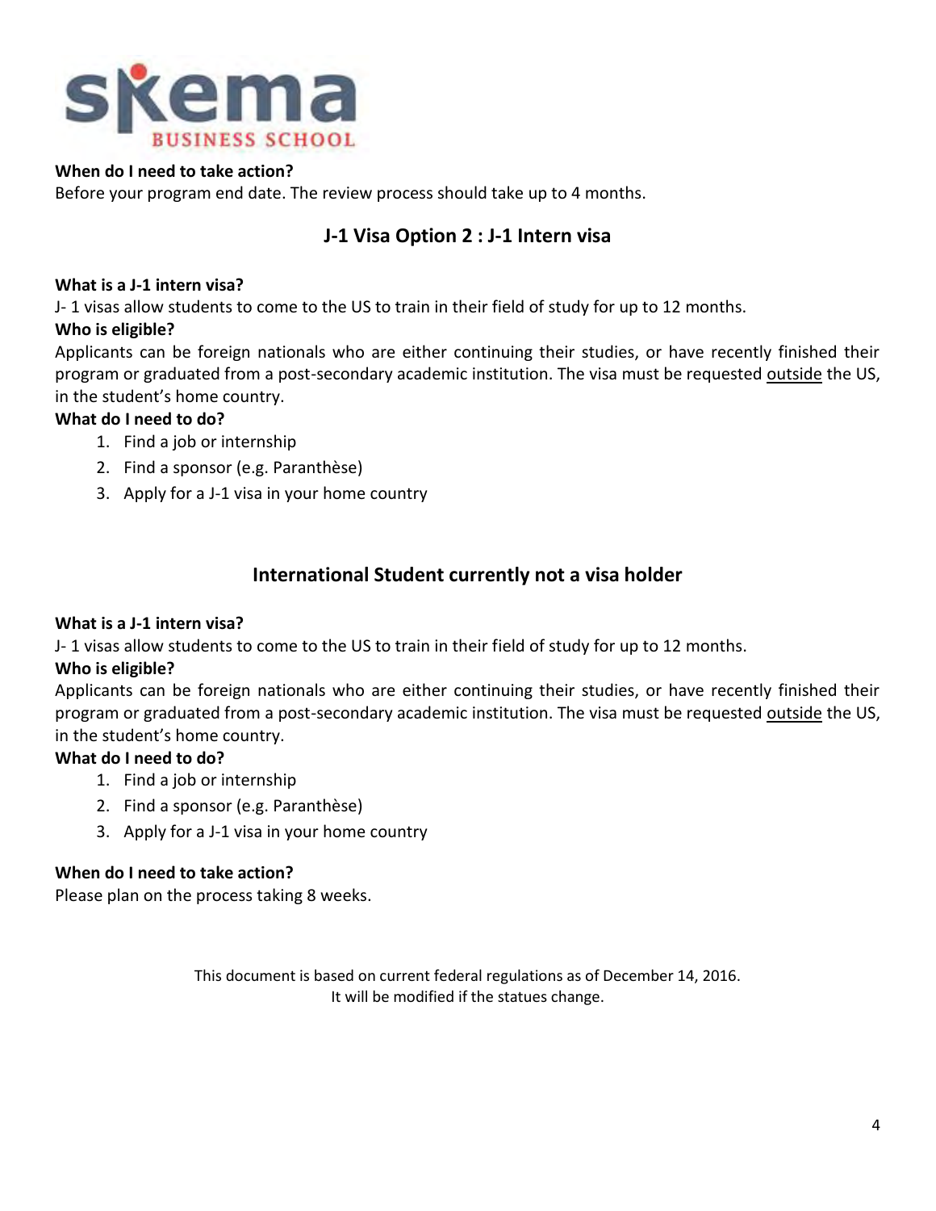**When do I need to take action?**

Before your program end date. The review process should take up to 4 months.

## J-1 Visa Option 2 : J-1 Intern visa

**What is a J-1 intern visa?**

J- 1 visas allow students to come to the US to train in their field of study for up to 12 months.

**Who is eligible?**

Applicants can be foreign nationals who are either continuing their studies, or have recently finished their program or graduated from a post-secondary academic institution. The visa must be requested outside the US, in the student's home country.

**What do I need to do?**

1. Find a job or internship
2. Find a sponsor (e.g. Paranthèse)
3. Apply for a J-1 visa in your home country

## International Student currently not a visa holder

**What is a J-1 intern visa?**

J- 1 visas allow students to come to the US to train in their field of study for up to 12 months.

**Who is eligible?**

Applicants can be foreign nationals who are either continuing their studies, or have recently finished their program or graduated from a post-secondary academic institution. The visa must be requested outside the US, in the student's home country.

**What do I need to do?**

1. Find a job or internship
2. Find a sponsor (e.g. Paranthèse)
3. Apply for a J-1 visa in your home country

**When do I need to take action?**

Please plan on the process taking 8 weeks.

This document is based on current federal regulations as of December 14, 2016.
It will be modified if the statues change.